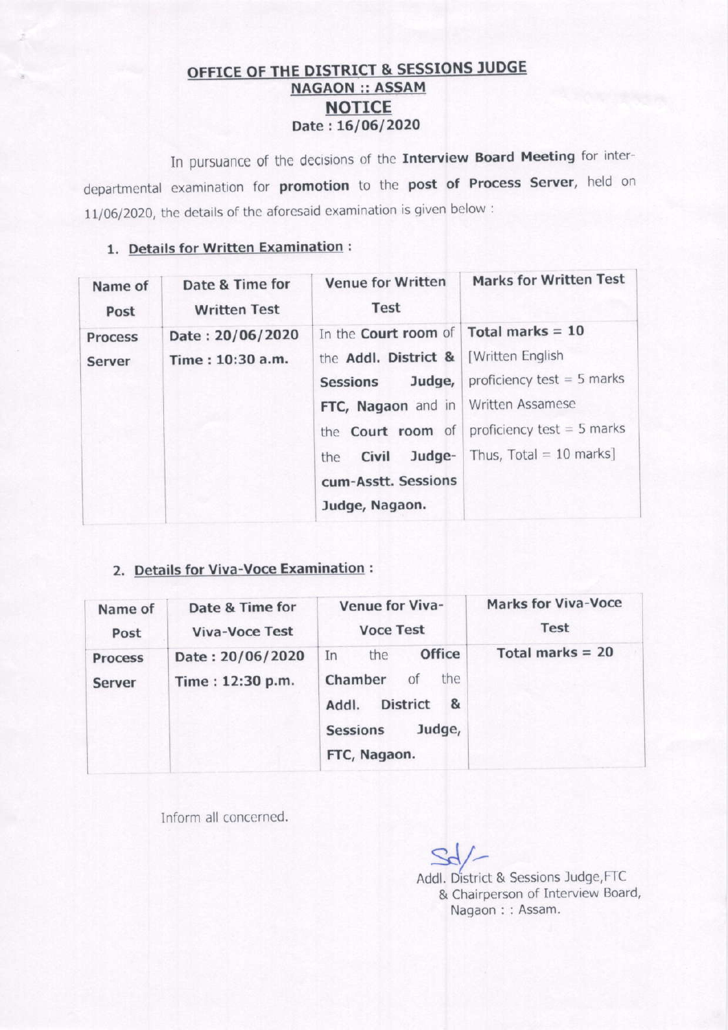# OFFICE OF THE DISTRICT & SESSIONS JUDGE
## NAGAON :: ASSAM
## NOTICE
**Date : 16/06/2020**

In pursuance of the decisions of the **Interview Board Meeting** for inter-departmental examination for **promotion** to the **post of Process Server**, held on 11/06/2020, the details of the aforesaid examination is given below :

1. **Details for Written Examination :**

| Name of Post | Date & Time for Written Test | Venue for Written Test | Marks for Written Test |
|---|---|---|---|
| **Process Server** | **Date : 20/06/2020** **Time : 10:30 a.m.** | In the **Court** room of the **Addl. District & Sessions Judge, FTC, Nagaon** and in the **Court room** of the **Civil Judge-cum-Asstt. Sessions Judge, Nagaon.** | **Total marks = 10** [Written English proficiency test = 5 marks Written Assamese proficiency test = 5 marks Thus, Total = 10 marks] |

2. **Details for Viva-Voce Examination :**

| Name of Post | Date & Time for Viva-Voce Test | Venue for Viva-Voce Test | Marks for Viva-Voce Test |
|---|---|---|---|
| **Process Server** | **Date : 20/06/2020** **Time : 12:30 p.m.** | In the **Office Chamber** of the **Addl. District & Sessions Judge, FTC, Nagaon.** | **Total marks = 20** |

Inform all concerned.

Sd/-
Addl. District & Sessions Judge, FTC
& Chairperson of Interview Board,
Nagaon : : Assam.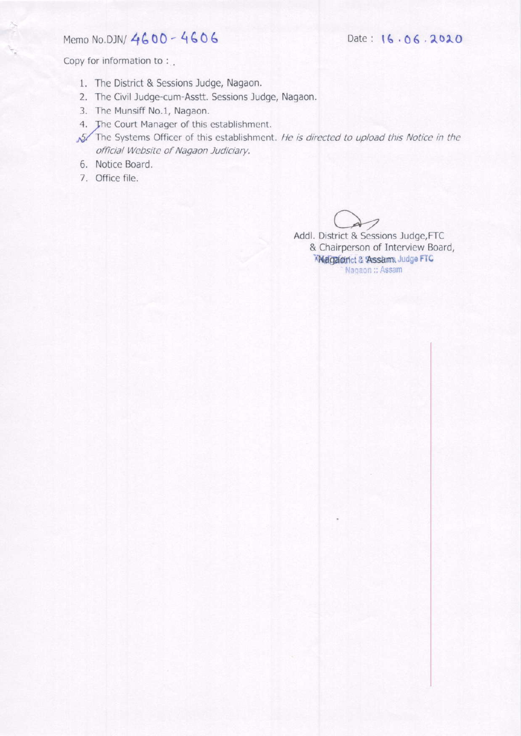Memo No.DJN/ 4600 - 4606 Date : 16.06.2020

Copy for information to :

1. The District & Sessions Judge, Nagaon.
2. The Civil Judge-cum-Asstt. Sessions Judge, Nagaon.
3. The Munsiff No.1, Nagaon.
4. The Court Manager of this establishment.
5. The Systems Officer of this establishment. *He is directed to upload this Notice in the official Website of Nagaon Judiciary.*
6. Notice Board.
7. Office file.

Addl. District & Sessions Judge,FTC
& Chairperson of Interview Board,
Nagaon, Assam.

Addl. District & Sessions Judge FTC
Nagaon :: Assam